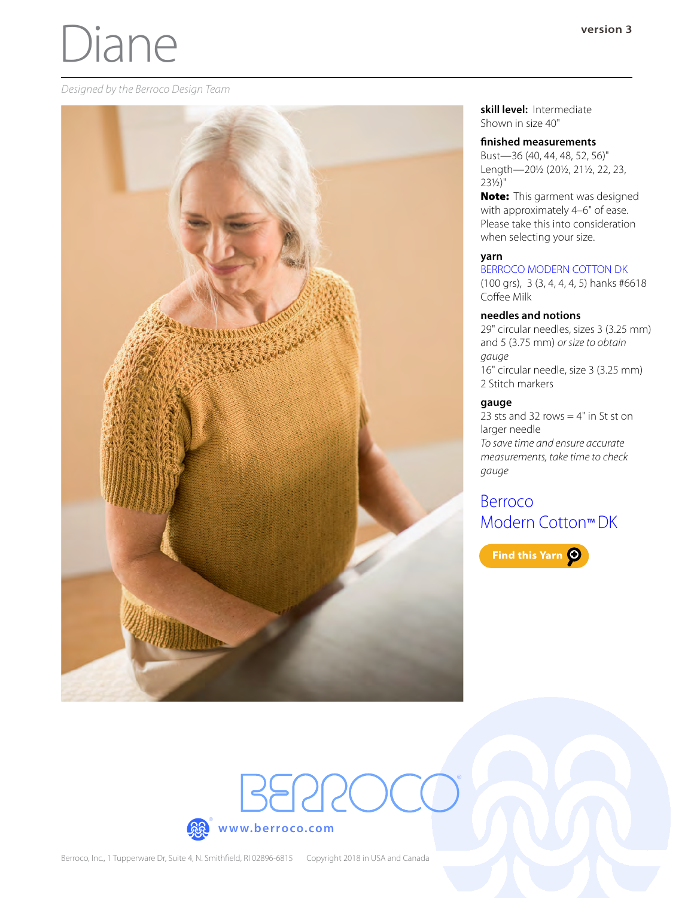# Diane

version 3

*Designed by the Berroco Design Team*

**skill level:** Intermediate
Shown in size 40"

**finished measurements**
Bust—36 (40, 44, 48, 52, 56)"
Length—20½ (20½, 21½, 22, 23, 23½)"
**Note:** This garment was designed with approximately 4–6" of ease. Please take this into consideration when selecting your size.

**yarn**
BERROCO MODERN COTTON DK
(100 grs), 3 (3, 4, 4, 4, 5) hanks #6618 Coffee Milk

**needles and notions**
29" circular needles, sizes 3 (3.25 mm) and 5 (3.75 mm) *or size to obtain gauge*
16" circular needle, size 3 (3.25 mm)
2 Stitch markers

**gauge**
23 sts and 32 rows = 4" in St st on larger needle
*To save time and ensure accurate measurements, take time to check gauge*

Berroco
Modern Cotton™ DK

Find this Yarn

www.berroco.com

Berroco, Inc., 1 Tupperware Dr, Suite 4, N. Smithfield, RI 02896-6815   Copyright 2018 in USA and Canada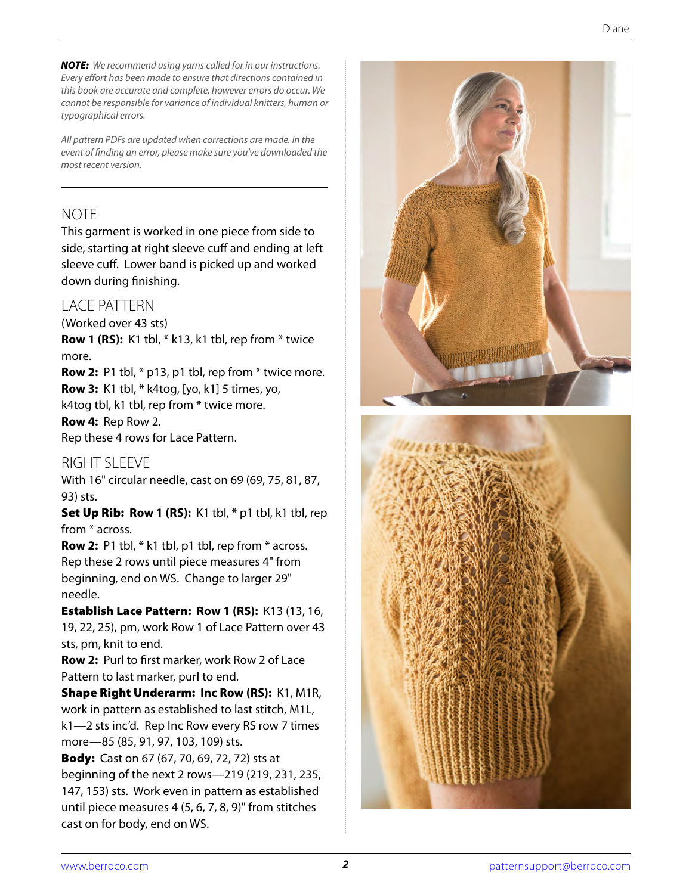***NOTE:*** *We recommend using yarns called for in our instructions. Every effort has been made to ensure that directions contained in this book are accurate and complete, however errors do occur. We cannot be responsible for variance of individual knitters, human or typographical errors.*

*All pattern PDFs are updated when corrections are made. In the event of finding an error, please make sure you've downloaded the most recent version.*

## NOTE

This garment is worked in one piece from side to side, starting at right sleeve cuff and ending at left sleeve cuff. Lower band is picked up and worked down during finishing.

## LACE PATTERN

(Worked over 43 sts)

**Row 1 (RS):** K1 tbl, * k13, k1 tbl, rep from * twice more.

**Row 2:** P1 tbl, * p13, p1 tbl, rep from * twice more.

**Row 3:** K1 tbl, * k4tog, [yo, k1] 5 times, yo, k4tog tbl, k1 tbl, rep from * twice more.

**Row 4:** Rep Row 2.

Rep these 4 rows for Lace Pattern.

## RIGHT SLEEVE

With 16" circular needle, cast on 69 (69, 75, 81, 87, 93) sts.

**Set Up Rib: Row 1 (RS):** K1 tbl, * p1 tbl, k1 tbl, rep from * across.

**Row 2:** P1 tbl, * k1 tbl, p1 tbl, rep from * across.

Rep these 2 rows until piece measures 4" from beginning, end on WS. Change to larger 29" needle.

**Establish Lace Pattern: Row 1 (RS):** K13 (13, 16, 19, 22, 25), pm, work Row 1 of Lace Pattern over 43 sts, pm, knit to end.

**Row 2:** Purl to first marker, work Row 2 of Lace Pattern to last marker, purl to end.

**Shape Right Underarm: Inc Row (RS):** K1, M1R, work in pattern as established to last stitch, M1L, k1—2 sts inc'd. Rep Inc Row every RS row 7 times more—85 (85, 91, 97, 103, 109) sts.

**Body:** Cast on 67 (67, 70, 69, 72, 72) sts at beginning of the next 2 rows—219 (219, 231, 235, 147, 153) sts. Work even in pattern as established until piece measures 4 (5, 6, 7, 8, 9)" from stitches cast on for body, end on WS.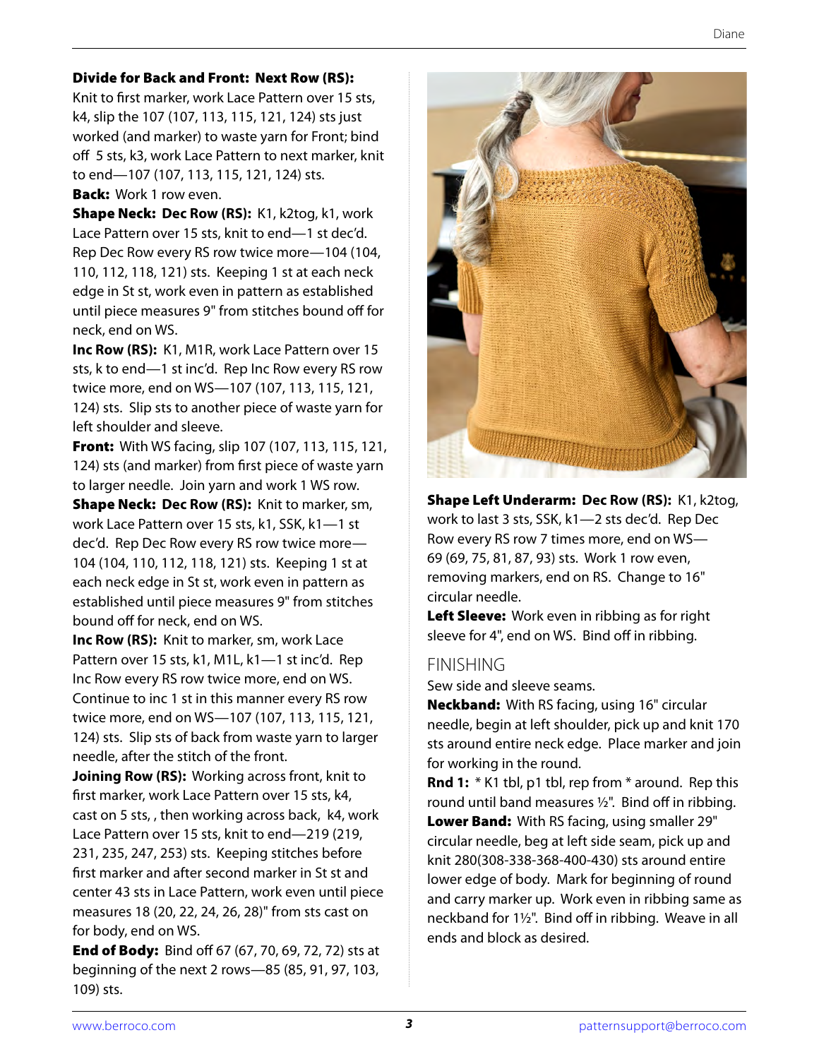**Divide for Back and Front: Next Row (RS):** Knit to first marker, work Lace Pattern over 15 sts, k4, slip the 107 (107, 113, 115, 121, 124) sts just worked (and marker) to waste yarn for Front; bind off 5 sts, k3, work Lace Pattern to next marker, knit to end—107 (107, 113, 115, 121, 124) sts.

**Back:** Work 1 row even.

**Shape Neck: Dec Row (RS):** K1, k2tog, k1, work Lace Pattern over 15 sts, knit to end—1 st dec'd. Rep Dec Row every RS row twice more—104 (104, 110, 112, 118, 121) sts. Keeping 1 st at each neck edge in St st, work even in pattern as established until piece measures 9" from stitches bound off for neck, end on WS.

**Inc Row (RS):** K1, M1R, work Lace Pattern over 15 sts, k to end—1 st inc'd. Rep Inc Row every RS row twice more, end on WS—107 (107, 113, 115, 121, 124) sts. Slip sts to another piece of waste yarn for left shoulder and sleeve.

**Front:** With WS facing, slip 107 (107, 113, 115, 121, 124) sts (and marker) from first piece of waste yarn to larger needle. Join yarn and work 1 WS row.

**Shape Neck: Dec Row (RS):** Knit to marker, sm, work Lace Pattern over 15 sts, k1, SSK, k1—1 st dec'd. Rep Dec Row every RS row twice more—104 (104, 110, 112, 118, 121) sts. Keeping 1 st at each neck edge in St st, work even in pattern as established until piece measures 9" from stitches bound off for neck, end on WS.

**Inc Row (RS):** Knit to marker, sm, work Lace Pattern over 15 sts, k1, M1L, k1—1 st inc'd. Rep Inc Row every RS row twice more, end on WS. Continue to inc 1 st in this manner every RS row twice more, end on WS—107 (107, 113, 115, 121, 124) sts. Slip sts of back from waste yarn to larger needle, after the stitch of the front.

**Joining Row (RS):** Working across front, knit to first marker, work Lace Pattern over 15 sts, k4, cast on 5 sts, , then working across back, k4, work Lace Pattern over 15 sts, knit to end—219 (219, 231, 235, 247, 253) sts. Keeping stitches before first marker and after second marker in St st and center 43 sts in Lace Pattern, work even until piece measures 18 (20, 22, 24, 26, 28)" from sts cast on for body, end on WS.

**End of Body:** Bind off 67 (67, 70, 69, 72, 72) sts at beginning of the next 2 rows—85 (85, 91, 97, 103, 109) sts.

**Shape Left Underarm: Dec Row (RS):** K1, k2tog, work to last 3 sts, SSK, k1—2 sts dec'd. Rep Dec Row every RS row 7 times more, end on WS—69 (69, 75, 81, 87, 93) sts. Work 1 row even, removing markers, end on RS. Change to 16" circular needle.

**Left Sleeve:** Work even in ribbing as for right sleeve for 4", end on WS. Bind off in ribbing.

## FINISHING

Sew side and sleeve seams.

**Neckband:** With RS facing, using 16" circular needle, begin at left shoulder, pick up and knit 170 sts around entire neck edge. Place marker and join for working in the round.

**Rnd 1:** * K1 tbl, p1 tbl, rep from * around. Rep this round until band measures ½". Bind off in ribbing.

**Lower Band:** With RS facing, using smaller 29" circular needle, beg at left side seam, pick up and knit 280(308-338-368-400-430) sts around entire lower edge of body. Mark for beginning of round and carry marker up. Work even in ribbing same as neckband for 1½". Bind off in ribbing. Weave in all ends and block as desired.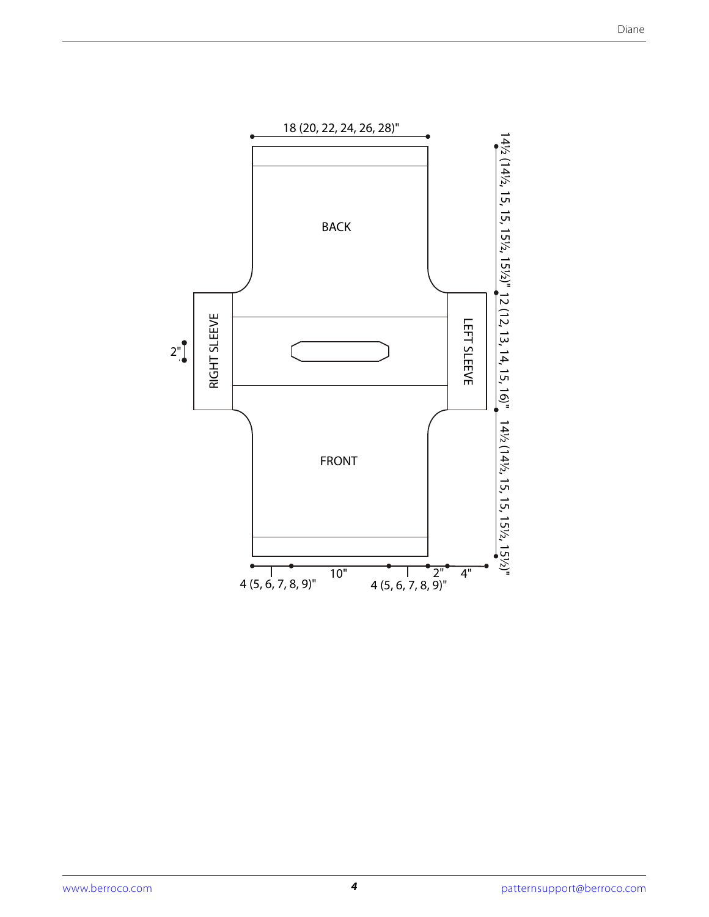18 (20, 22, 24, 26, 28)"

BACK

RIGHT SLEEVE

LEFT SLEEVE

FRONT

2"

14½ (14½, 15, 15, 15½, 15½)"

12 (12, 13, 14, 15, 16)"

14½ (14½, 15, 15, 15½, 15½)"

4 (5, 6, 7, 8, 9)"

10"

4 (5, 6, 7, 8, 9)"

2"

4"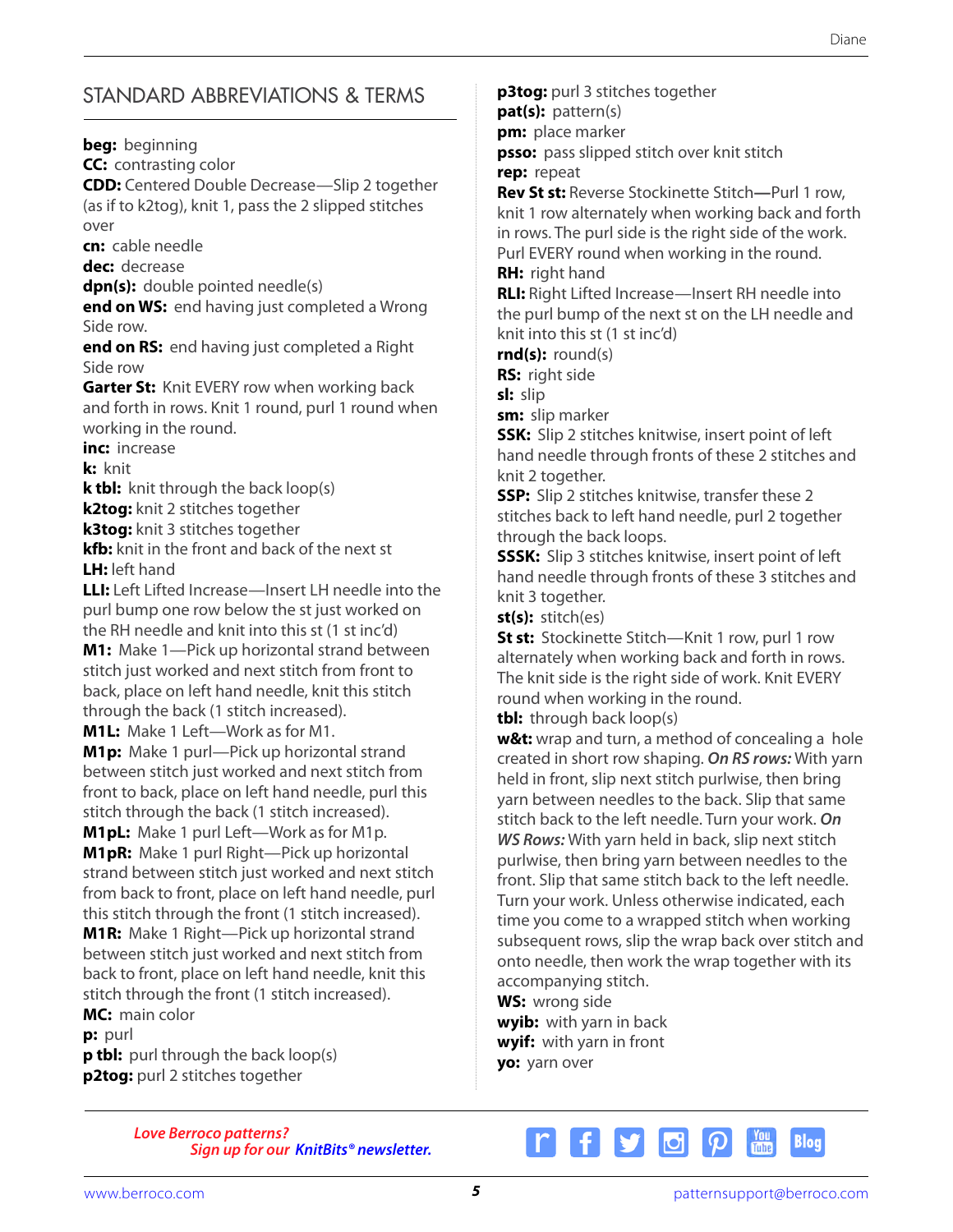## STANDARD ABBREVIATIONS & TERMS

**beg:** beginning
**CC:** contrasting color
**CDD:** Centered Double Decrease—Slip 2 together (as if to k2tog), knit 1, pass the 2 slipped stitches over
**cn:** cable needle
**dec:** decrease
**dpn(s):** double pointed needle(s)
**end on WS:** end having just completed a Wrong Side row.
**end on RS:** end having just completed a Right Side row
**Garter St:** Knit EVERY row when working back and forth in rows. Knit 1 round, purl 1 round when working in the round.
**inc:** increase
**k:** knit
**k tbl:** knit through the back loop(s)
**k2tog:** knit 2 stitches together
**k3tog:** knit 3 stitches together
**kfb:** knit in the front and back of the next st
**LH:** left hand
**LLI:** Left Lifted Increase—Insert LH needle into the purl bump one row below the st just worked on the RH needle and knit into this st (1 st inc'd)
**M1:** Make 1—Pick up horizontal strand between stitch just worked and next stitch from front to back, place on left hand needle, knit this stitch through the back (1 stitch increased).
**M1L:** Make 1 Left—Work as for M1.
**M1p:** Make 1 purl—Pick up horizontal strand between stitch just worked and next stitch from front to back, place on left hand needle, purl this stitch through the back (1 stitch increased).
**M1pL:** Make 1 purl Left—Work as for M1p.
**M1pR:** Make 1 purl Right—Pick up horizontal strand between stitch just worked and next stitch from back to front, place on left hand needle, purl this stitch through the front (1 stitch increased).
**M1R:** Make 1 Right—Pick up horizontal strand between stitch just worked and next stitch from back to front, place on left hand needle, knit this stitch through the front (1 stitch increased).
**MC:** main color
**p:** purl
**p tbl:** purl through the back loop(s)
**p2tog:** purl 2 stitches together
**p3tog:** purl 3 stitches together
**pat(s):** pattern(s)
**pm:** place marker
**psso:** pass slipped stitch over knit stitch
**rep:** repeat
**Rev St st:** Reverse Stockinette Stitch**—**Purl 1 row, knit 1 row alternately when working back and forth in rows. The purl side is the right side of the work. Purl EVERY round when working in the round.
**RH:** right hand
**RLI:** Right Lifted Increase—Insert RH needle into the purl bump of the next st on the LH needle and knit into this st (1 st inc'd)
**rnd(s):** round(s)
**RS:** right side
**sl:** slip
**sm:** slip marker
**SSK:** Slip 2 stitches knitwise, insert point of left hand needle through fronts of these 2 stitches and knit 2 together.
**SSP:** Slip 2 stitches knitwise, transfer these 2 stitches back to left hand needle, purl 2 together through the back loops.
**SSSK:** Slip 3 stitches knitwise, insert point of left hand needle through fronts of these 3 stitches and knit 3 together.
**st(s):** stitch(es)
**St st:** Stockinette Stitch—Knit 1 row, purl 1 row alternately when working back and forth in rows. The knit side is the right side of work. Knit EVERY round when working in the round.
**tbl:** through back loop(s)
**w&t:** wrap and turn, a method of concealing a hole created in short row shaping. ***On RS rows:*** With yarn held in front, slip next stitch purlwise, then bring yarn between needles to the back. Slip that same stitch back to the left needle. Turn your work. ***On WS Rows:*** With yarn held in back, slip next stitch purlwise, then bring yarn between needles to the front. Slip that same stitch back to the left needle. Turn your work. Unless otherwise indicated, each time you come to a wrapped stitch when working subsequent rows, slip the wrap back over stitch and onto needle, then work the wrap together with its accompanying stitch.
**WS:** wrong side
**wyib:** with yarn in back
**wyif:** with yarn in front
**yo:** yarn over

*Love Berroco patterns? Sign up for our KnitBits® newsletter.*

www.berroco.com

patternsupport@berroco.com